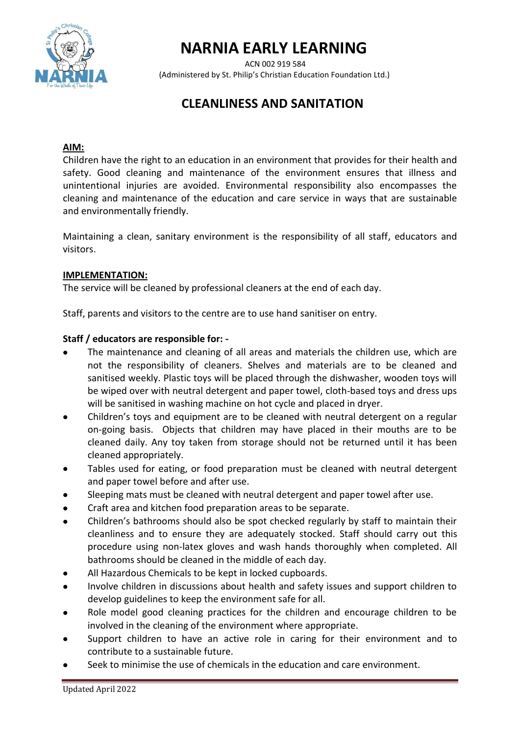# NARNIA EARLY LEARNING

ACN 002 919 584
(Administered by St. Philip's Christian Education Foundation Ltd.)

## CLEANLINESS AND SANITATION

**AIM:**

Children have the right to an education in an environment that provides for their health and safety. Good cleaning and maintenance of the environment ensures that illness and unintentional injuries are avoided. Environmental responsibility also encompasses the cleaning and maintenance of the education and care service in ways that are sustainable and environmentally friendly.

Maintaining a clean, sanitary environment is the responsibility of all staff, educators and visitors.

**IMPLEMENTATION:**

The service will be cleaned by professional cleaners at the end of each day.

Staff, parents and visitors to the centre are to use hand sanitiser on entry.

**Staff / educators are responsible for: -**

- The maintenance and cleaning of all areas and materials the children use, which are not the responsibility of cleaners. Shelves and materials are to be cleaned and sanitised weekly. Plastic toys will be placed through the dishwasher, wooden toys will be wiped over with neutral detergent and paper towel, cloth-based toys and dress ups will be sanitised in washing machine on hot cycle and placed in dryer.
- Children's toys and equipment are to be cleaned with neutral detergent on a regular on-going basis. Objects that children may have placed in their mouths are to be cleaned daily. Any toy taken from storage should not be returned until it has been cleaned appropriately.
- Tables used for eating, or food preparation must be cleaned with neutral detergent and paper towel before and after use.
- Sleeping mats must be cleaned with neutral detergent and paper towel after use.
- Craft area and kitchen food preparation areas to be separate.
- Children's bathrooms should also be spot checked regularly by staff to maintain their cleanliness and to ensure they are adequately stocked. Staff should carry out this procedure using non-latex gloves and wash hands thoroughly when completed. All bathrooms should be cleaned in the middle of each day.
- All Hazardous Chemicals to be kept in locked cupboards.
- Involve children in discussions about health and safety issues and support children to develop guidelines to keep the environment safe for all.
- Role model good cleaning practices for the children and encourage children to be involved in the cleaning of the environment where appropriate.
- Support children to have an active role in caring for their environment and to contribute to a sustainable future.
- Seek to minimise the use of chemicals in the education and care environment.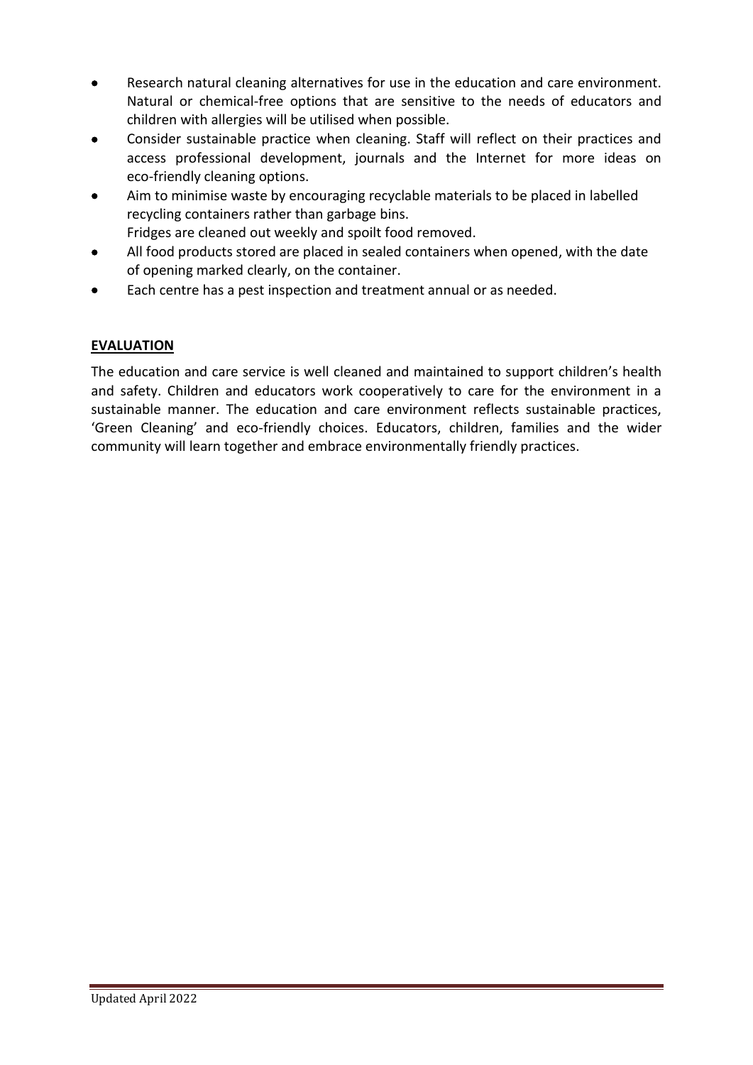- Research natural cleaning alternatives for use in the education and care environment. Natural or chemical-free options that are sensitive to the needs of educators and children with allergies will be utilised when possible.
- Consider sustainable practice when cleaning. Staff will reflect on their practices and access professional development, journals and the Internet for more ideas on eco-friendly cleaning options.
- Aim to minimise waste by encouraging recyclable materials to be placed in labelled recycling containers rather than garbage bins.
  Fridges are cleaned out weekly and spoilt food removed.
- All food products stored are placed in sealed containers when opened, with the date of opening marked clearly, on the container.
- Each centre has a pest inspection and treatment annual or as needed.

## EVALUATION

The education and care service is well cleaned and maintained to support children's health and safety. Children and educators work cooperatively to care for the environment in a sustainable manner. The education and care environment reflects sustainable practices, 'Green Cleaning' and eco-friendly choices. Educators, children, families and the wider community will learn together and embrace environmentally friendly practices.